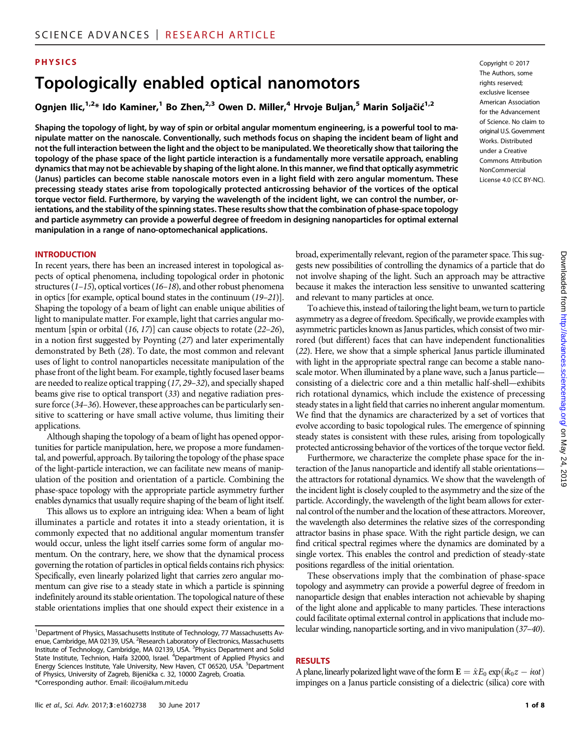PHYSICS

# Topologically enabled optical nanomotors

Ognjen Ilic,[1,2]* Ido Kaminer,[1] Bo Zhen,[2,3] Owen D. Miller,[4] Hrvoje Buljan,[5] Marin Soljačić[1,2]

Copyright © 2017 The Authors, some rights reserved; exclusive licensee American Association for the Advancement of Science. No claim to original U.S. Government Works. Distributed under a Creative Commons Attribution NonCommercial License 4.0 (CC BY-NC).

**Shaping the topology of light, by way of spin or orbital angular momentum engineering, is a powerful tool to manipulate matter on the nanoscale. Conventionally, such methods focus on shaping the incident beam of light and not the full interaction between the light and the object to be manipulated. We theoretically show that tailoring the topology of the phase space of the light particle interaction is a fundamentally more versatile approach, enabling dynamics that may not be achievable by shaping of the light alone. In this manner, we find that optically asymmetric (Janus) particles can become stable nanoscale motors even in a light field with zero angular momentum. These precessing steady states arise from topologically protected anticrossing behavior of the vortices of the optical torque vector field. Furthermore, by varying the wavelength of the incident light, we can control the number, orientations, and the stability of the spinning states. These results show that the combination of phase-space topology and particle asymmetry can provide a powerful degree of freedom in designing nanoparticles for optimal external manipulation in a range of nano-optomechanical applications.**

## INTRODUCTION

In recent years, there has been an increased interest in topological aspects of optical phenomena, including topological order in photonic structures (*1–15*), optical vortices (*16–18*), and other robust phenomena in optics [for example, optical bound states in the continuum (*19–21*)]. Shaping the topology of a beam of light can enable unique abilities of light to manipulate matter. For example, light that carries angular momentum [spin or orbital (*16*, *17*)] can cause objects to rotate (*22–26*), in a notion first suggested by Poynting (*27*) and later experimentally demonstrated by Beth (*28*). To date, the most common and relevant uses of light to control nanoparticles necessitate manipulation of the phase front of the light beam. For example, tightly focused laser beams are needed to realize optical trapping (*17*, *29–32*), and specially shaped beams give rise to optical transport (*33*) and negative radiation pressure force (*34–36*). However, these approaches can be particularly sensitive to scattering or have small active volume, thus limiting their applications.

Although shaping the topology of a beam of light has opened opportunities for particle manipulation, here, we propose a more fundamental, and powerful, approach. By tailoring the topology of the phase space of the light-particle interaction, we can facilitate new means of manipulation of the position and orientation of a particle. Combining the phase-space topology with the appropriate particle asymmetry further enables dynamics that usually require shaping of the beam of light itself.

This allows us to explore an intriguing idea: When a beam of light illuminates a particle and rotates it into a steady orientation, it is commonly expected that no additional angular momentum transfer would occur, unless the light itself carries some form of angular momentum. On the contrary, here, we show that the dynamical process governing the rotation of particles in optical fields contains rich physics: Specifically, even linearly polarized light that carries zero angular momentum can give rise to a steady state in which a particle is spinning indefinitely around its stable orientation. The topological nature of these stable orientations implies that one should expect their existence in a broad, experimentally relevant, region of the parameter space. This suggests new possibilities of controlling the dynamics of a particle that do not involve shaping of the light. Such an approach may be attractive because it makes the interaction less sensitive to unwanted scattering and relevant to many particles at once.

To achieve this, instead of tailoring the light beam, we turn to particle asymmetry as a degree of freedom. Specifically, we provide examples with asymmetric particles known as Janus particles, which consist of two mirrored (but different) faces that can have independent functionalities (*22*). Here, we show that a simple spherical Janus particle illuminated with light in the appropriate spectral range can become a stable nanoscale motor. When illuminated by a plane wave, such a Janus particle—consisting of a dielectric core and a thin metallic half-shell—exhibits rich rotational dynamics, which include the existence of precessing steady states in a light field that carries no inherent angular momentum. We find that the dynamics are characterized by a set of vortices that evolve according to basic topological rules. The emergence of spinning steady states is consistent with these rules, arising from topologically protected anticrossing behavior of the vortices of the torque vector field.

Furthermore, we characterize the complete phase space for the interaction of the Janus nanoparticle and identify all stable orientations—the attractors for rotational dynamics. We show that the wavelength of the incident light is closely coupled to the asymmetry and the size of the particle. Accordingly, the wavelength of the light beam allows for external control of the number and the location of these attractors. Moreover, the wavelength also determines the relative sizes of the corresponding attractor basins in phase space. With the right particle design, we can find critical spectral regimes where the dynamics are dominated by a single vortex. This enables the control and prediction of steady-state positions regardless of the initial orientation.

These observations imply that the combination of phase-space topology and asymmetry can provide a powerful degree of freedom in nanoparticle design that enables interaction not achievable by shaping of the light alone and applicable to many particles. These interactions could facilitate optimal external control in applications that include molecular winding, nanoparticle sorting, and in vivo manipulation (*37–40*).

## RESULTS

A plane, linearly polarized light wave of the form $\mathbf{E} = \hat{x}E_0 \exp(ik_0z - i\omega t)$ impinges on a Janus particle consisting of a dielectric (silica) core with

[1]Department of Physics, Massachusetts Institute of Technology, 77 Massachusetts Avenue, Cambridge, MA 02139, USA. [2]Research Laboratory of Electronics, Massachusetts Institute of Technology, Cambridge, MA 02139, USA. [3]Physics Department and Solid State Institute, Technion, Haifa 32000, Israel. [4]Department of Applied Physics and Energy Sciences Institute, Yale University, New Haven, CT 06520, USA. [5]Department of Physics, University of Zagreb, Bijenička c. 32, 10000 Zagreb, Croatia.
*Corresponding author. Email: ilico@alum.mit.edu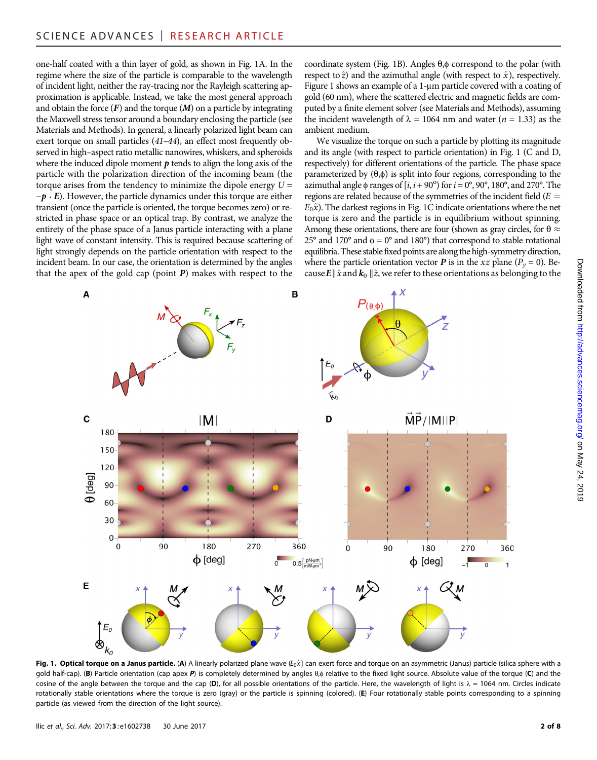one-half coated with a thin layer of gold, as shown in Fig. 1A. In the regime where the size of the particle is comparable to the wavelength of incident light, neither the ray-tracing nor the Rayleigh scattering approximation is applicable. Instead, we take the most general approach and obtain the force ($\boldsymbol{F}$) and the torque ($\boldsymbol{M}$) on a particle by integrating the Maxwell stress tensor around a boundary enclosing the particle (see Materials and Methods). In general, a linearly polarized light beam can exert torque on small particles (*41*–*44*), an effect most frequently observed in high–aspect ratio metallic nanowires, whiskers, and spheroids where the induced dipole moment $\boldsymbol{p}$ tends to align the long axis of the particle with the polarization direction of the incoming beam (the torque arises from the tendency to minimize the dipole energy $U = -\boldsymbol{p} \cdot \boldsymbol{E}$). However, the particle dynamics under this torque are either transient (once the particle is oriented, the torque becomes zero) or restricted in phase space or an optical trap. By contrast, we analyze the entirety of the phase space of a Janus particle interacting with a plane light wave of constant intensity. This is required because scattering of light strongly depends on the particle orientation with respect to the incident beam. In our case, the orientation is determined by the angles that the apex of the gold cap (point $\boldsymbol{P}$) makes with respect to the coordinate system (Fig. 1B). Angles $\theta,\phi$ correspond to the polar (with respect to $\hat{z}$) and the azimuthal angle (with respect to $\hat{x}$), respectively. Figure 1 shows an example of a 1-μm particle covered with a coating of gold (60 nm), where the scattered electric and magnetic fields are computed by a finite element solver (see Materials and Methods), assuming the incident wavelength of $\lambda$ = 1064 nm and water ($n$ = 1.33) as the ambient medium.

We visualize the torque on such a particle by plotting its magnitude and its angle (with respect to particle orientation) in Fig. 1 (C and D, respectively) for different orientations of the particle. The phase space parameterized by $(\theta,\phi)$ is split into four regions, corresponding to the azimuthal angle $\phi$ ranges of $[i, i + 90^{\circ})$ for $i = 0^{\circ}, 90^{\circ}, 180^{\circ}$, and $270^{\circ}$. The regions are related because of the symmetries of the incident field ($E = E_0\hat{x}$). The darkest regions in Fig. 1C indicate orientations where the net torque is zero and the particle is in equilibrium without spinning. Among these orientations, there are four (shown as gray circles, for $\theta \approx 25^{\circ}$ and $170^{\circ}$ and $\phi = 0^{\circ}$ and $180^{\circ}$) that correspond to stable rotational equilibria. These stable fixed points are along the high-symmetry direction, where the particle orientation vector $\boldsymbol{P}$ is in the $xz$ plane ($P_y = 0$). Because $\boldsymbol{E} \parallel \hat{x}$ and $\boldsymbol{k}_0 \parallel \hat{z}$, we refer to these orientations as belonging to the

**Fig. 1. Optical torque on a Janus particle.** (**A**) A linearly polarized plane wave ($E_0\hat{x}$) can exert force and torque on an asymmetric (Janus) particle (silica sphere with a gold half-cap). (**B**) Particle orientation (cap apex $\boldsymbol{P}$) is completely determined by angles $\theta,\phi$ relative to the fixed light source. Absolute value of the torque (**C**) and the cosine of the angle between the torque and the cap (**D**), for all possible orientations of the particle. Here, the wavelength of light is $\lambda$ = 1064 nm. Circles indicate rotationally stable orientations where the torque is zero (gray) or the particle is spinning (colored). (**E**) Four rotationally stable points corresponding to a spinning particle (as viewed from the direction of the light source).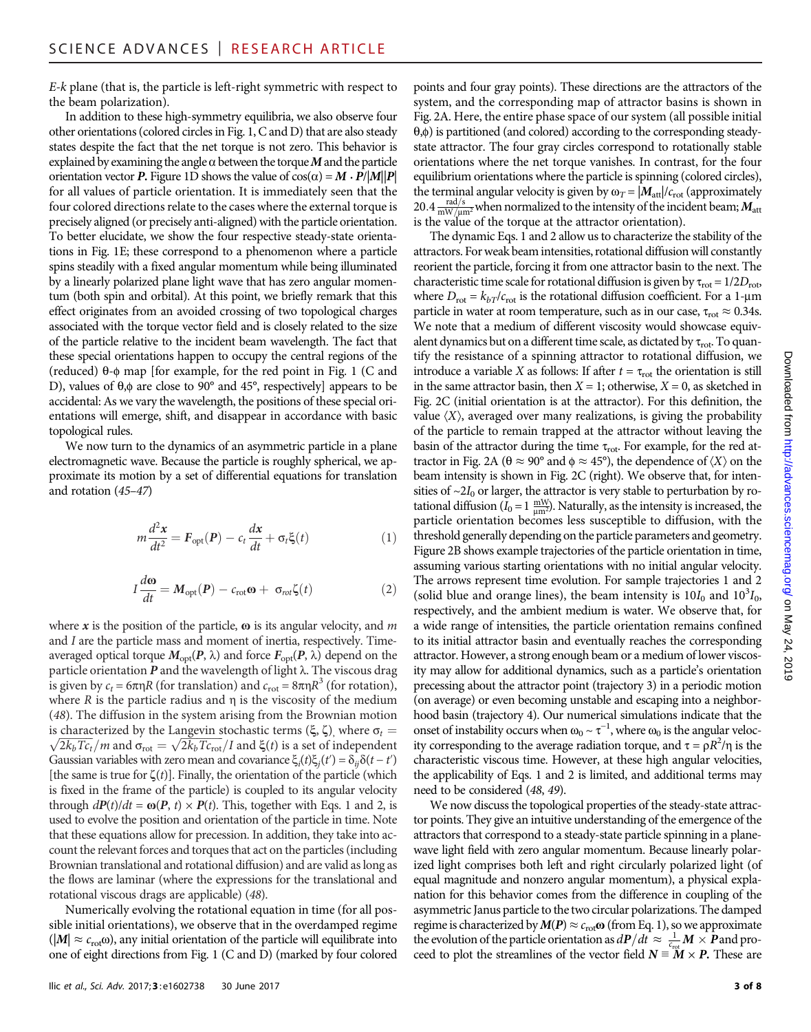$E$-$k$ plane (that is, the particle is left-right symmetric with respect to the beam polarization).

In addition to these high-symmetry equilibria, we also observe four other orientations (colored circles in Fig. 1, C and D) that are also steady states despite the fact that the net torque is not zero. This behavior is explained by examining the angle $\alpha$ between the torque $\boldsymbol{M}$ and the particle orientation vector $\boldsymbol{P}$. Figure 1D shows the value of $\cos(\alpha) = \boldsymbol{M} \cdot \boldsymbol{P}/|\boldsymbol{M}||\boldsymbol{P}|$ for all values of particle orientation. It is immediately seen that the four colored directions relate to the cases where the external torque is precisely aligned (or precisely anti-aligned) with the particle orientation. To better elucidate, we show the four respective steady-state orientations in Fig. 1E; these correspond to a phenomenon where a particle spins steadily with a fixed angular momentum while being illuminated by a linearly polarized plane light wave that has zero angular momentum (both spin and orbital). At this point, we briefly remark that this effect originates from an avoided crossing of two topological charges associated with the torque vector field and is closely related to the size of the particle relative to the incident beam wavelength. The fact that these special orientations happen to occupy the central regions of the (reduced) $\theta$-$\phi$ map [for example, for the red point in Fig. 1 (C and D), values of $\theta$,$\phi$ are close to 90° and 45°, respectively] appears to be accidental: As we vary the wavelength, the positions of these special orientations will emerge, shift, and disappear in accordance with basic topological rules.

We now turn to the dynamics of an asymmetric particle in a plane electromagnetic wave. Because the particle is roughly spherical, we approximate its motion by a set of differential equations for translation and rotation (45–47)

$$m\frac{d^2\boldsymbol{x}}{dt^2} = \boldsymbol{F}_{\mathrm{opt}}(\boldsymbol{P}) - c_t\frac{d\boldsymbol{x}}{dt} + \sigma_t\xi(t) \tag{1}$$

$$I\frac{d\boldsymbol{\omega}}{dt} = \boldsymbol{M}_{\mathrm{opt}}(\boldsymbol{P}) - c_{\mathrm{rot}}\boldsymbol{\omega} + \sigma_{rot}\zeta(t) \tag{2}$$

where $\boldsymbol{x}$ is the position of the particle, $\boldsymbol{\omega}$ is its angular velocity, and $m$ and $I$ are the particle mass and moment of inertia, respectively. Time-averaged optical torque $\boldsymbol{M}_{\mathrm{opt}}(\boldsymbol{P}, \lambda)$ and force $\boldsymbol{F}_{\mathrm{opt}}(\boldsymbol{P}, \lambda)$ depend on the particle orientation $\boldsymbol{P}$ and the wavelength of light $\lambda$. The viscous drag is given by $c_t = 6\pi\eta R$ (for translation) and $c_{\mathrm{rot}} = 8\pi\eta R^3$ (for rotation), where $R$ is the particle radius and $\eta$ is the viscosity of the medium (48). The diffusion in the system arising from the Brownian motion is characterized by the Langevin stochastic terms ($\xi$, $\zeta$), where $\sigma_t = \sqrt{2k_bTc_t}/m$ and $\sigma_{\mathrm{rot}} = \sqrt{2k_bTc_{\mathrm{rot}}}/I$ and $\xi(t)$ is a set of independent Gaussian variables with zero mean and covariance $\xi_i(t)\xi_j(t') = \delta_{ij}\delta(t-t')$ [the same is true for $\zeta(t)$]. Finally, the orientation of the particle (which is fixed in the frame of the particle) is coupled to its angular velocity through $d\boldsymbol{P}(t)/dt = \boldsymbol{\omega}(\boldsymbol{P}, t) \times \boldsymbol{P}(t)$. This, together with Eqs. 1 and 2, is used to evolve the position and orientation of the particle in time. Note that these equations allow for precession. In addition, they take into account the relevant forces and torques that act on the particles (including Brownian translational and rotational diffusion) and are valid as long as the flows are laminar (where the expressions for the translational and rotational viscous drags are applicable) (48).

Numerically evolving the rotational equation in time (for all possible initial orientations), we observe that in the overdamped regime ($|\boldsymbol{M}| \approx c_{\mathrm{rot}}\omega$), any initial orientation of the particle will equilibrate into one of eight directions from Fig. 1 (C and D) (marked by four colored points and four gray points). These directions are the attractors of the system, and the corresponding map of attractor basins is shown in Fig. 2A. Here, the entire phase space of our system (all possible initial $\theta$,$\phi$) is partitioned (and colored) according to the corresponding steady-state attractor. The four gray circles correspond to rotationally stable orientations where the net torque vanishes. In contrast, for the four equilibrium orientations where the particle is spinning (colored circles), the terminal angular velocity is given by $\omega_T = |\boldsymbol{M}_{\mathrm{att}}|/c_{\mathrm{rot}}$ (approximately $20.4\,\frac{\mathrm{rad/s}}{\mathrm{mW}/\mu\mathrm{m}^2}$ when normalized to the intensity of the incident beam; $\boldsymbol{M}_{\mathrm{att}}$ is the value of the torque at the attractor orientation).

The dynamic Eqs. 1 and 2 allow us to characterize the stability of the attractors. For weak beam intensities, rotational diffusion will constantly reorient the particle, forcing it from one attractor basin to the next. The characteristic time scale for rotational diffusion is given by $\tau_{\mathrm{rot}} = 1/2D_{\mathrm{rot}}$, where $D_{\mathrm{rot}} = k_{bT}/c_{\mathrm{rot}}$ is the rotational diffusion coefficient. For a 1-μm particle in water at room temperature, such as in our case, $\tau_{\mathrm{rot}} \approx 0.34$s. We note that a medium of different viscosity would showcase equivalent dynamics but on a different time scale, as dictated by $\tau_{\mathrm{rot}}$. To quantify the resistance of a spinning attractor to rotational diffusion, we introduce a variable $X$ as follows: If after $t = \tau_{\mathrm{rot}}$ the orientation is still in the same attractor basin, then $X = 1$; otherwise, $X = 0$, as sketched in Fig. 2C (initial orientation is at the attractor). For this definition, the value $\langle X\rangle$, averaged over many realizations, is giving the probability of the particle to remain trapped at the attractor without leaving the basin of the attractor during the time $\tau_{\mathrm{rot}}$. For example, for the red attractor in Fig. 2A ($\theta \approx 90°$ and $\phi \approx 45°$), the dependence of $\langle X\rangle$ on the beam intensity is shown in Fig. 2C (right). We observe that, for intensities of ~$2I_0$ or larger, the attractor is very stable to perturbation by rotational diffusion ($I_0 = 1\,\frac{\mathrm{mW}}{\mu\mathrm{m}^2}$). Naturally, as the intensity is increased, the particle orientation becomes less susceptible to diffusion, with the threshold generally depending on the particle parameters and geometry. Figure 2B shows example trajectories of the particle orientation in time, assuming various starting orientations with no initial angular velocity. The arrows represent time evolution. For sample trajectories 1 and 2 (solid blue and orange lines), the beam intensity is $10I_0$ and $10^3I_0$, respectively, and the ambient medium is water. We observe that, for a wide range of intensities, the particle orientation remains confined to its initial attractor basin and eventually reaches the corresponding attractor. However, a strong enough beam or a medium of lower viscosity may allow for additional dynamics, such as a particle's orientation precessing about the attractor point (trajectory 3) in a periodic motion (on average) or even becoming unstable and escaping into a neighborhood basin (trajectory 4). Our numerical simulations indicate that the onset of instability occurs when $\omega_0 \sim \tau^{-1}$, where $\omega_0$ is the angular velocity corresponding to the average radiation torque, and $\tau = \rho R^2/\eta$ is the characteristic viscous time. However, at these high angular velocities, the applicability of Eqs. 1 and 2 is limited, and additional terms may need to be considered (48, 49).

We now discuss the topological properties of the steady-state attractor points. They give an intuitive understanding of the emergence of the attractors that correspond to a steady-state particle spinning in a plane-wave light field with zero angular momentum. Because linearly polarized light comprises both left and right circularly polarized light (of equal magnitude and nonzero angular momentum), a physical explanation for this behavior comes from the difference in coupling of the asymmetric Janus particle to the two circular polarizations. The damped regime is characterized by $\boldsymbol{M}(\boldsymbol{P}) \approx c_{\mathrm{rot}}\boldsymbol{\omega}$ (from Eq. 1), so we approximate the evolution of the particle orientation as $d\boldsymbol{P}/dt \approx \frac{1}{c_{\mathrm{rot}}}\boldsymbol{M} \times \boldsymbol{P}$ and proceed to plot the streamlines of the vector field $\boldsymbol{N} \equiv \boldsymbol{M} \times \boldsymbol{P}$. These are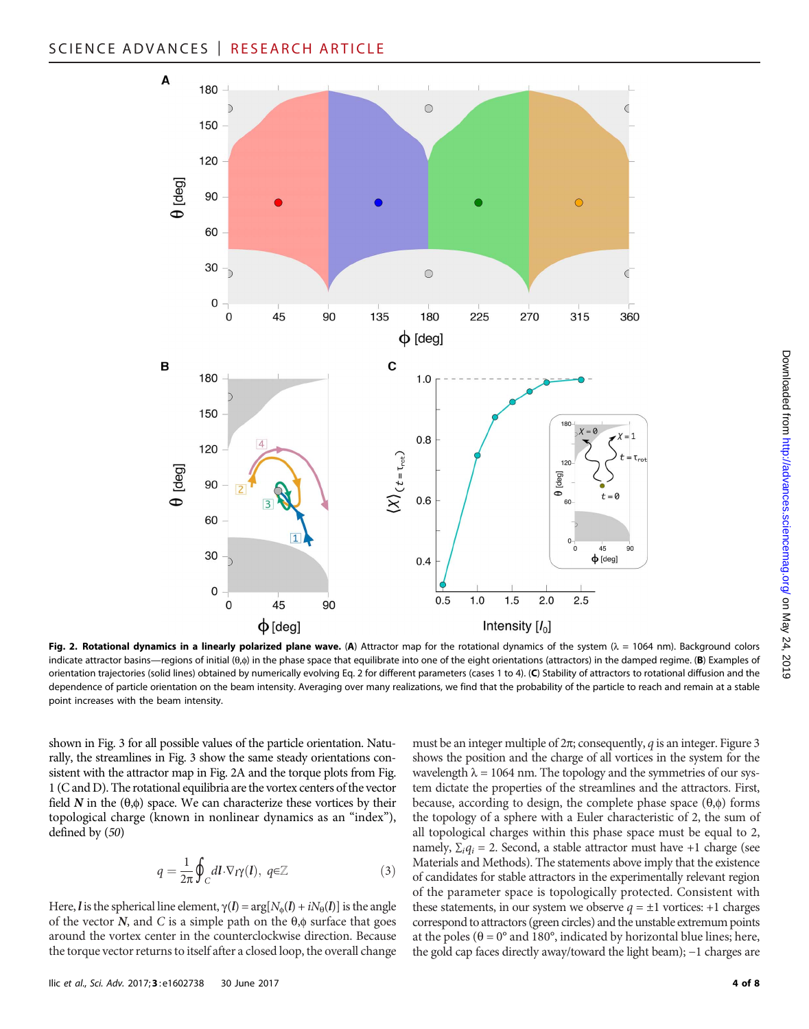**Fig. 2. Rotational dynamics in a linearly polarized plane wave.** (**A**) Attractor map for the rotational dynamics of the system (λ = 1064 nm). Background colors indicate attractor basins—regions of initial (θ,ϕ) in the phase space that equilibrate into one of the eight orientations (attractors) in the damped regime. (**B**) Examples of orientation trajectories (solid lines) obtained by numerically evolving Eq. 2 for different parameters (cases 1 to 4). (**C**) Stability of attractors to rotational diffusion and the dependence of particle orientation on the beam intensity. Averaging over many realizations, we find that the probability of the particle to reach and remain at a stable point increases with the beam intensity.

shown in Fig. 3 for all possible values of the particle orientation. Naturally, the streamlines in Fig. 3 show the same steady orientations consistent with the attractor map in Fig. 2A and the torque plots from Fig. 1 (C and D). The rotational equilibria are the vortex centers of the vector field $\boldsymbol{N}$ in the (θ,ϕ) space. We can characterize these vortices by their topological charge (known in nonlinear dynamics as an "index"), defined by (*50*)

$$q = \frac{1}{2\pi}\oint_C d\boldsymbol{l}\cdot\nabla_{\boldsymbol{l}}\gamma(\boldsymbol{l}),\ q\in\mathbb{Z} \tag{3}$$

Here, $\boldsymbol{l}$ is the spherical line element, $\gamma(\boldsymbol{l}) = \arg[N_\phi(\boldsymbol{l}) + iN_\theta(\boldsymbol{l})]$ is the angle of the vector $\boldsymbol{N}$, and $C$ is a simple path on the θ,ϕ surface that goes around the vortex center in the counterclockwise direction. Because the torque vector returns to itself after a closed loop, the overall change must be an integer multiple of 2π; consequently, $q$ is an integer. Figure 3 shows the position and the charge of all vortices in the system for the wavelength λ = 1064 nm. The topology and the symmetries of our system dictate the properties of the streamlines and the attractors. First, because, according to design, the complete phase space (θ,ϕ) forms the topology of a sphere with a Euler characteristic of 2, the sum of all topological charges within this phase space must be equal to 2, namely, $\Sigma_i q_i = 2$. Second, a stable attractor must have +1 charge (see Materials and Methods). The statements above imply that the existence of candidates for stable attractors in the experimentally relevant region of the parameter space is topologically protected. Consistent with these statements, in our system we observe $q = \pm 1$ vortices: +1 charges correspond to attractors (green circles) and the unstable extremum points at the poles (θ = 0° and 180°, indicated by horizontal blue lines; here, the gold cap faces directly away/toward the light beam); −1 charges are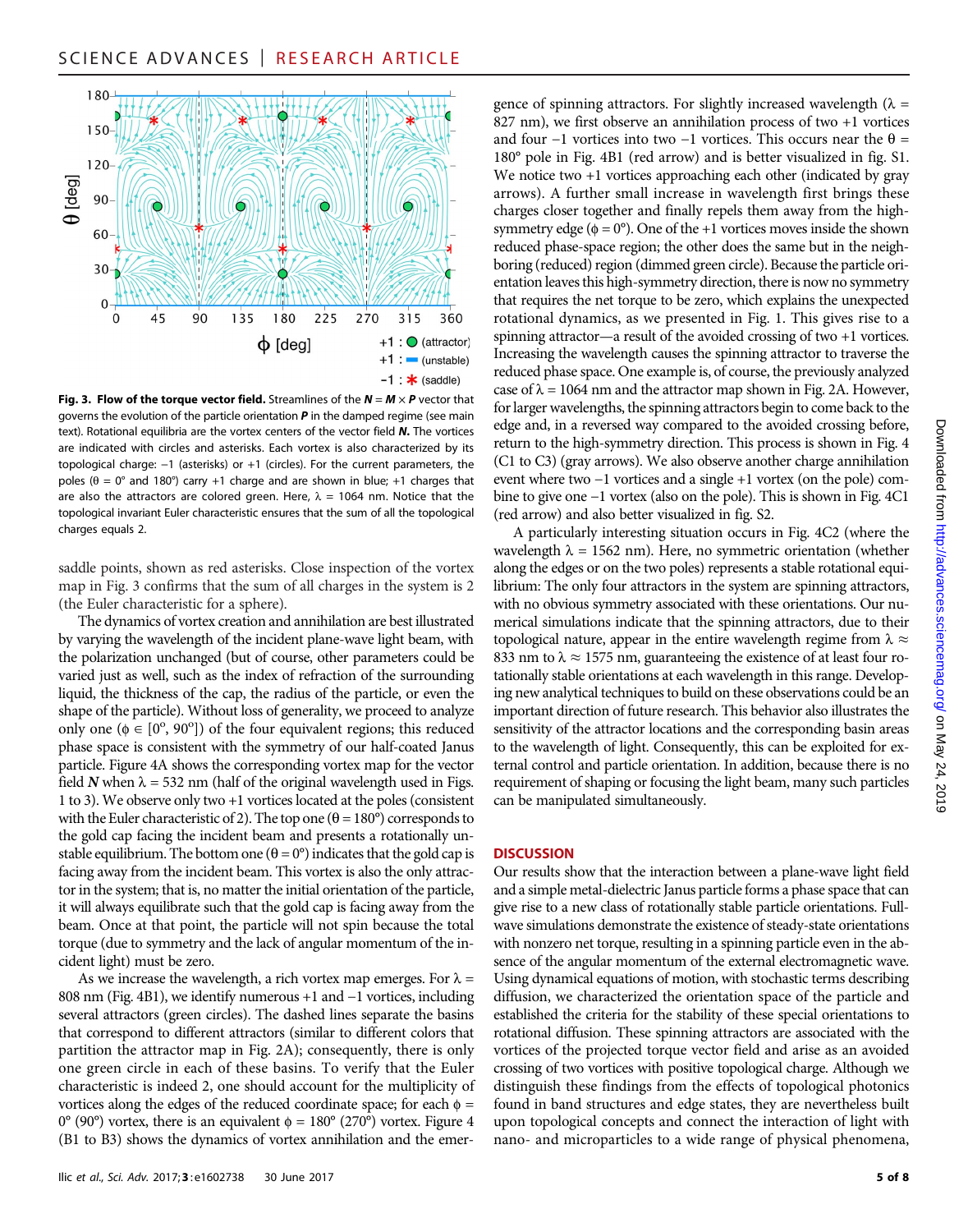**Fig. 3. Flow of the torque vector field.** Streamlines of the $\boldsymbol{N} = \boldsymbol{M} \times \boldsymbol{P}$ vector that governs the evolution of the particle orientation $\boldsymbol{P}$ in the damped regime (see main text). Rotational equilibria are the vortex centers of the vector field $\boldsymbol{N}$. The vortices are indicated with circles and asterisks. Each vortex is also characterized by its topological charge: −1 (asterisks) or +1 (circles). For the current parameters, the poles (θ = 0° and 180°) carry +1 charge and are shown in blue; +1 charges that are also the attractors are colored green. Here, λ = 1064 nm. Notice that the topological invariant Euler characteristic ensures that the sum of all the topological charges equals 2.

saddle points, shown as red asterisks. Close inspection of the vortex map in Fig. 3 confirms that the sum of all charges in the system is 2 (the Euler characteristic for a sphere).

The dynamics of vortex creation and annihilation are best illustrated by varying the wavelength of the incident plane-wave light beam, with the polarization unchanged (but of course, other parameters could be varied just as well, such as the index of refraction of the surrounding liquid, the thickness of the cap, the radius of the particle, or even the shape of the particle). Without loss of generality, we proceed to analyze only one (ϕ ∈ [0°, 90°]) of the four equivalent regions; this reduced phase space is consistent with the symmetry of our half-coated Janus particle. Figure 4A shows the corresponding vortex map for the vector field $\boldsymbol{N}$ when λ = 532 nm (half of the original wavelength used in Figs. 1 to 3). We observe only two +1 vortices located at the poles (consistent with the Euler characteristic of 2). The top one (θ = 180°) corresponds to the gold cap facing the incident beam and presents a rotationally unstable equilibrium. The bottom one (θ = 0°) indicates that the gold cap is facing away from the incident beam. This vortex is also the only attractor in the system; that is, no matter the initial orientation of the particle, it will always equilibrate such that the gold cap is facing away from the beam. Once at that point, the particle will not spin because the total torque (due to symmetry and the lack of angular momentum of the incident light) must be zero.

As we increase the wavelength, a rich vortex map emerges. For λ = 808 nm (Fig. 4B1), we identify numerous +1 and −1 vortices, including several attractors (green circles). The dashed lines separate the basins that correspond to different attractors (similar to different colors that partition the attractor map in Fig. 2A); consequently, there is only one green circle in each of these basins. To verify that the Euler characteristic is indeed 2, one should account for the multiplicity of vortices along the edges of the reduced coordinate space; for each ϕ = 0° (90°) vortex, there is an equivalent ϕ = 180° (270°) vortex. Figure 4 (B1 to B3) shows the dynamics of vortex annihilation and the emergence of spinning attractors. For slightly increased wavelength (λ = 827 nm), we first observe an annihilation process of two +1 vortices and four −1 vortices into two −1 vortices. This occurs near the θ = 180° pole in Fig. 4B1 (red arrow) and is better visualized in fig. S1. We notice two +1 vortices approaching each other (indicated by gray arrows). A further small increase in wavelength first brings these charges closer together and finally repels them away from the high-symmetry edge (ϕ = 0°). One of the +1 vortices moves inside the shown reduced phase-space region; the other does the same but in the neighboring (reduced) region (dimmed green circle). Because the particle orientation leaves this high-symmetry direction, there is now no symmetry that requires the net torque to be zero, which explains the unexpected rotational dynamics, as we presented in Fig. 1. This gives rise to a spinning attractor—a result of the avoided crossing of two +1 vortices. Increasing the wavelength causes the spinning attractor to traverse the reduced phase space. One example is, of course, the previously analyzed case of λ = 1064 nm and the attractor map shown in Fig. 2A. However, for larger wavelengths, the spinning attractors begin to come back to the edge and, in a reversed way compared to the avoided crossing before, return to the high-symmetry direction. This process is shown in Fig. 4 (C1 to C3) (gray arrows). We also observe another charge annihilation event where two −1 vortices and a single +1 vortex (on the pole) combine to give one −1 vortex (also on the pole). This is shown in Fig. 4C1 (red arrow) and also better visualized in fig. S2.

A particularly interesting situation occurs in Fig. 4C2 (where the wavelength λ = 1562 nm). Here, no symmetric orientation (whether along the edges or on the two poles) represents a stable rotational equilibrium: The only four attractors in the system are spinning attractors, with no obvious symmetry associated with these orientations. Our numerical simulations indicate that the spinning attractors, due to their topological nature, appear in the entire wavelength regime from λ ≈ 833 nm to λ ≈ 1575 nm, guaranteeing the existence of at least four rotationally stable orientations at each wavelength in this range. Developing new analytical techniques to build on these observations could be an important direction of future research. This behavior also illustrates the sensitivity of the attractor locations and the corresponding basin areas to the wavelength of light. Consequently, this can be exploited for external control and particle orientation. In addition, because there is no requirement of shaping or focusing the light beam, many such particles can be manipulated simultaneously.

## DISCUSSION

Our results show that the interaction between a plane-wave light field and a simple metal-dielectric Janus particle forms a phase space that can give rise to a new class of rotationally stable particle orientations. Full-wave simulations demonstrate the existence of steady-state orientations with nonzero net torque, resulting in a spinning particle even in the absence of the angular momentum of the external electromagnetic wave. Using dynamical equations of motion, with stochastic terms describing diffusion, we characterized the orientation space of the particle and established the criteria for the stability of these special orientations to rotational diffusion. These spinning attractors are associated with the vortices of the projected torque vector field and arise as an avoided crossing of two vortices with positive topological charge. Although we distinguish these findings from the effects of topological photonics found in band structures and edge states, they are nevertheless built upon topological concepts and connect the interaction of light with nano- and microparticles to a wide range of physical phenomena,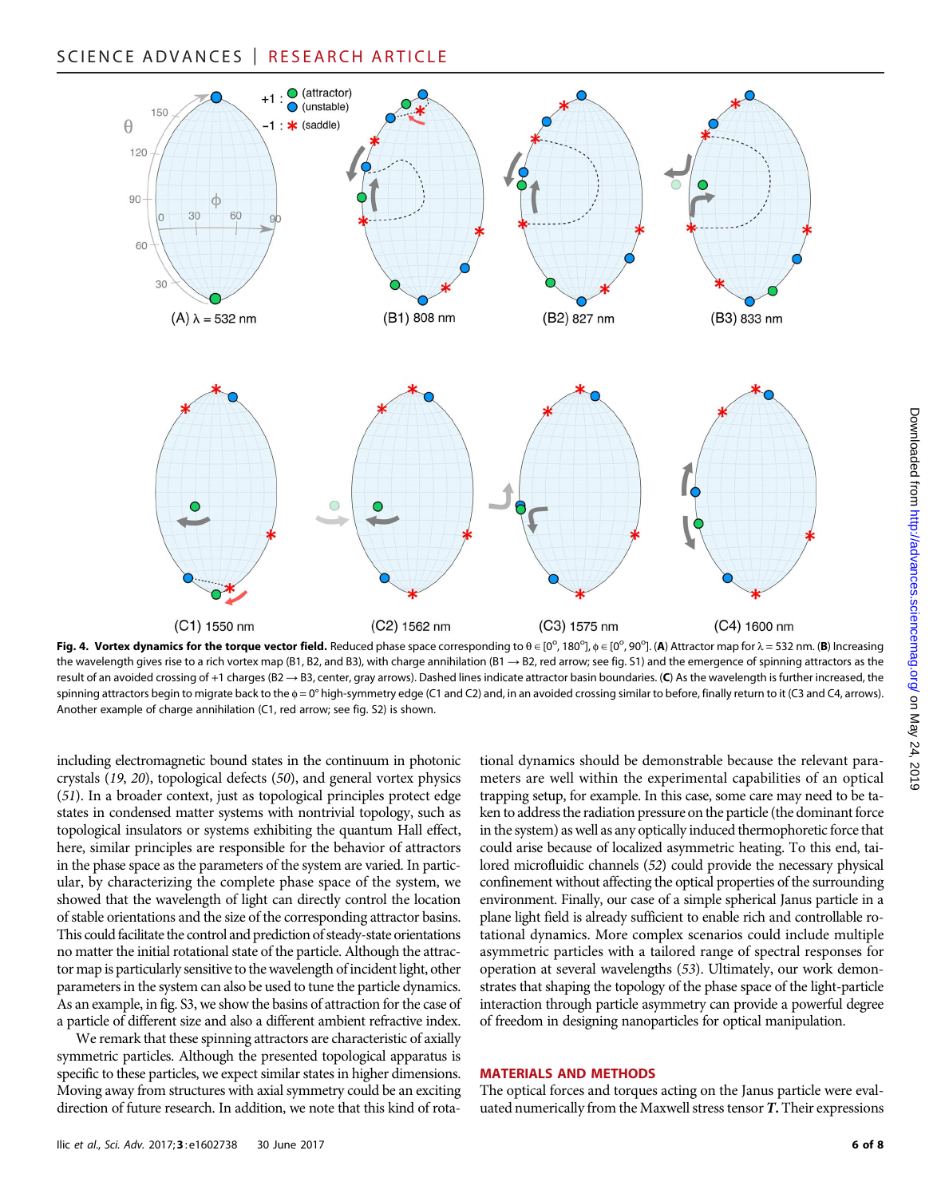**Fig. 4. Vortex dynamics for the torque vector field.** Reduced phase space corresponding to $\theta \in [0^\circ, 180^\circ]$, $\phi \in [0^\circ, 90^\circ]$. (**A**) Attractor map for $\lambda = 532$ nm. (**B**) Increasing the wavelength gives rise to a rich vortex map (B1, B2, and B3), with charge annihilation (B1 → B2, red arrow; see fig. S1) and the emergence of spinning attractors as the result of an avoided crossing of +1 charges (B2 → B3, center, gray arrows). Dashed lines indicate attractor basin boundaries. (**C**) As the wavelength is further increased, the spinning attractors begin to migrate back to the $\phi = 0^\circ$ high-symmetry edge (C1 and C2) and, in an avoided crossing similar to before, finally return to it (C3 and C4, arrows). Another example of charge annihilation (C1, red arrow; see fig. S2) is shown.

including electromagnetic bound states in the continuum in photonic crystals (*19*, *20*), topological defects (*50*), and general vortex physics (*51*). In a broader context, just as topological principles protect edge states in condensed matter systems with nontrivial topology, such as topological insulators or systems exhibiting the quantum Hall effect, here, similar principles are responsible for the behavior of attractors in the phase space as the parameters of the system are varied. In particular, by characterizing the complete phase space of the system, we showed that the wavelength of light can directly control the location of stable orientations and the size of the corresponding attractor basins. This could facilitate the control and prediction of steady-state orientations no matter the initial rotational state of the particle. Although the attractor map is particularly sensitive to the wavelength of incident light, other parameters in the system can also be used to tune the particle dynamics. As an example, in fig. S3, we show the basins of attraction for the case of a particle of different size and also a different ambient refractive index.

We remark that these spinning attractors are characteristic of axially symmetric particles. Although the presented topological apparatus is specific to these particles, we expect similar states in higher dimensions. Moving away from structures with axial symmetry could be an exciting direction of future research. In addition, we note that this kind of rotational dynamics should be demonstrable because the relevant parameters are well within the experimental capabilities of an optical trapping setup, for example. In this case, some care may need to be taken to address the radiation pressure on the particle (the dominant force in the system) as well as any optically induced thermophoretic force that could arise because of localized asymmetric heating. To this end, tailored microfluidic channels (*52*) could provide the necessary physical confinement without affecting the optical properties of the surrounding environment. Finally, our case of a simple spherical Janus particle in a plane light field is already sufficient to enable rich and controllable rotational dynamics. More complex scenarios could include multiple asymmetric particles with a tailored range of spectral responses for operation at several wavelengths (*53*). Ultimately, our work demonstrates that shaping the topology of the phase space of the light-particle interaction through particle asymmetry can provide a powerful degree of freedom in designing nanoparticles for optical manipulation.

## MATERIALS AND METHODS

The optical forces and torques acting on the Janus particle were evaluated numerically from the Maxwell stress tensor ***T***. Their expressions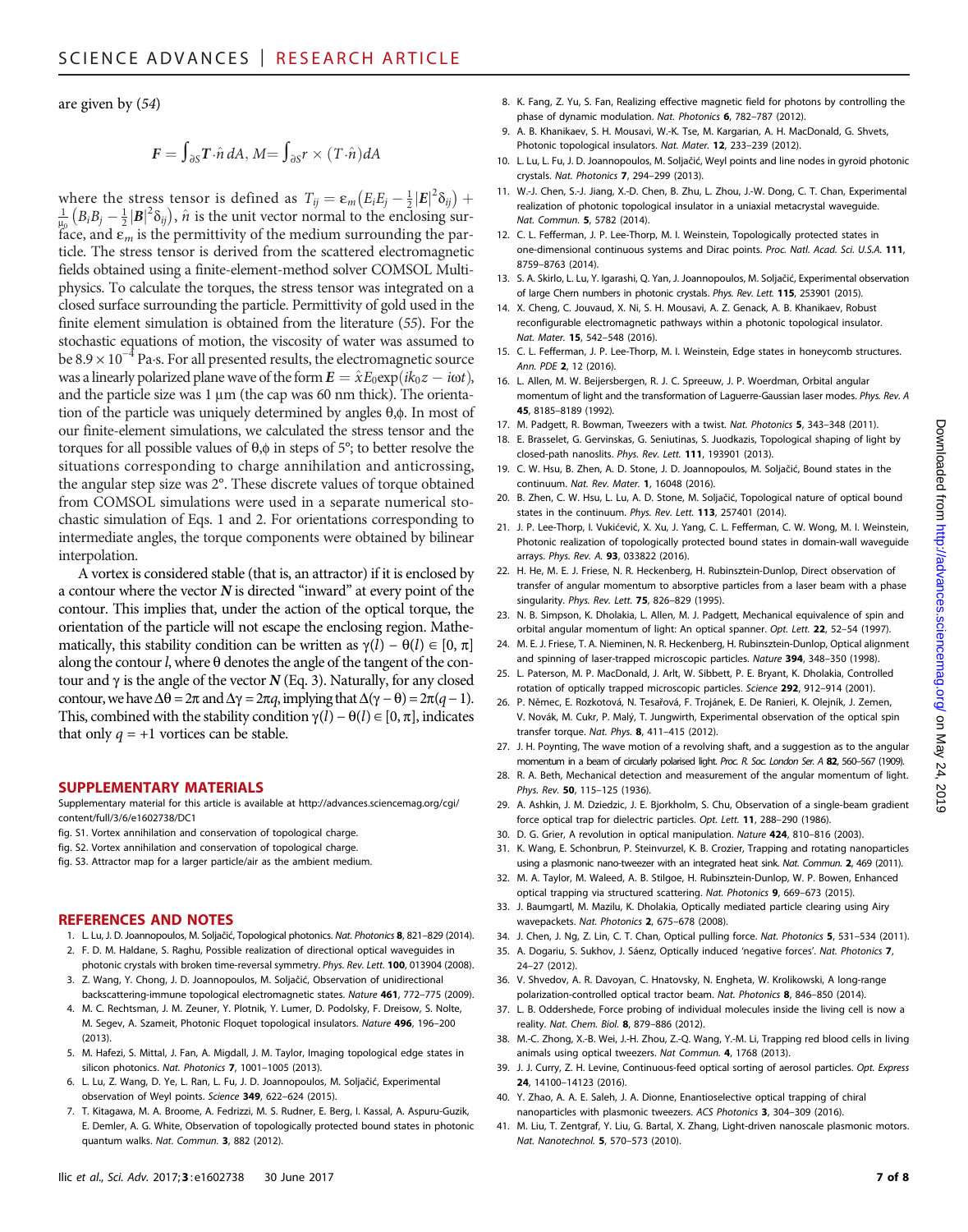are given by (54)

$$\boldsymbol{F} = \int_{\partial S} \boldsymbol{T} \cdot \hat{n} \, dA, \; M = \int_{\partial S} r \times (T \cdot \hat{n}) dA$$

where the stress tensor is defined as $T_{ij} = \varepsilon_m \left( E_i E_j - \frac{1}{2} |\boldsymbol{E}|^2 \delta_{ij} \right) + \frac{1}{\mu_0} \left( B_i B_j - \frac{1}{2} |\boldsymbol{B}|^2 \delta_{ij} \right)$, $\hat{n}$ is the unit vector normal to the enclosing surface, and $\varepsilon_m$ is the permittivity of the medium surrounding the particle. The stress tensor is derived from the scattered electromagnetic fields obtained using a finite-element-method solver COMSOL Multiphysics. To calculate the torques, the stress tensor was integrated on a closed surface surrounding the particle. Permittivity of gold used in the finite element simulation is obtained from the literature (55). For the stochastic equations of motion, the viscosity of water was assumed to be $8.9 \times 10^{-4}$ Pa·s. For all presented results, the electromagnetic source was a linearly polarized plane wave of the form $\boldsymbol{E} = \hat{x} E_0 \exp(ik_0 z - i\omega t)$, and the particle size was 1 μm (the cap was 60 nm thick). The orientation of the particle was uniquely determined by angles θ,ϕ. In most of our finite-element simulations, we calculated the stress tensor and the torques for all possible values of θ,ϕ in steps of 5°; to better resolve the situations corresponding to charge annihilation and anticrossing, the angular step size was 2°. These discrete values of torque obtained from COMSOL simulations were used in a separate numerical stochastic simulation of Eqs. 1 and 2. For orientations corresponding to intermediate angles, the torque components were obtained by bilinear interpolation.

A vortex is considered stable (that is, an attractor) if it is enclosed by a contour where the vector $\boldsymbol{N}$ is directed "inward" at every point of the contour. This implies that, under the action of the optical torque, the orientation of the particle will not escape the enclosing region. Mathematically, this stability condition can be written as $\gamma(l) - \theta(l) \in [0, \pi]$ along the contour $l$, where θ denotes the angle of the tangent of the contour and γ is the angle of the vector $\boldsymbol{N}$ (Eq. 3). Naturally, for any closed contour, we have $\Delta\theta = 2\pi$ and $\Delta\gamma = 2\pi q$, implying that $\Delta(\gamma - \theta) = 2\pi(q - 1)$. This, combined with the stability condition $\gamma(l) - \theta(l) \in [0, \pi]$, indicates that only $q = +1$ vortices can be stable.

## SUPPLEMENTARY MATERIALS

Supplementary material for this article is available at http://advances.sciencemag.org/cgi/content/full/3/6/e1602738/DC1

fig. S1. Vortex annihilation and conservation of topological charge.

fig. S2. Vortex annihilation and conservation of topological charge.

fig. S3. Attractor map for a larger particle/air as the ambient medium.

## REFERENCES AND NOTES

1. L. Lu, J. D. Joannopoulos, M. Soljačić, Topological photonics. *Nat. Photonics* **8**, 821–829 (2014).
2. F. D. M. Haldane, S. Raghu, Possible realization of directional optical waveguides in photonic crystals with broken time-reversal symmetry. *Phys. Rev. Lett.* **100**, 013904 (2008).
3. Z. Wang, Y. Chong, J. D. Joannopoulos, M. Soljačić, Observation of unidirectional backscattering-immune topological electromagnetic states. *Nature* **461**, 772–775 (2009).
4. M. C. Rechtsman, J. M. Zeuner, Y. Plotnik, Y. Lumer, D. Podolsky, F. Dreisow, S. Nolte, M. Segev, A. Szameit, Photonic Floquet topological insulators. *Nature* **496**, 196–200 (2013).
5. M. Hafezi, S. Mittal, J. Fan, A. Migdall, J. M. Taylor, Imaging topological edge states in silicon photonics. *Nat. Photonics* **7**, 1001–1005 (2013).
6. L. Lu, Z. Wang, D. Ye, L. Ran, L. Fu, J. D. Joannopoulos, M. Soljačić, Experimental observation of Weyl points. *Science* **349**, 622–624 (2015).
7. T. Kitagawa, M. A. Broome, A. Fedrizzi, M. S. Rudner, E. Berg, I. Kassal, A. Aspuru-Guzik, E. Demler, A. G. White, Observation of topologically protected bound states in photonic quantum walks. *Nat. Commun.* **3**, 882 (2012).
8. K. Fang, Z. Yu, S. Fan, Realizing effective magnetic field for photons by controlling the phase of dynamic modulation. *Nat. Photonics* **6**, 782–787 (2012).
9. A. B. Khanikaev, S. H. Mousavi, W.-K. Tse, M. Kargarian, A. H. MacDonald, G. Shvets, Photonic topological insulators. *Nat. Mater.* **12**, 233–239 (2012).
10. L. Lu, L. Fu, J. D. Joannopoulos, M. Soljačić, Weyl points and line nodes in gyroid photonic crystals. *Nat. Photonics* **7**, 294–299 (2013).
11. W.-J. Chen, S.-J. Jiang, X.-D. Chen, B. Zhu, L. Zhou, J.-W. Dong, C. T. Chan, Experimental realization of photonic topological insulator in a uniaxial metacrystal waveguide. *Nat. Commun.* **5**, 5782 (2014).
12. C. L. Fefferman, J. P. Lee-Thorp, M. I. Weinstein, Topologically protected states in one-dimensional continuous systems and Dirac points. *Proc. Natl. Acad. Sci. U.S.A.* **111**, 8759–8763 (2014).
13. S. A. Skirlo, L. Lu, Y. Igarashi, Q. Yan, J. Joannopoulos, M. Soljačić, Experimental observation of large Chern numbers in photonic crystals. *Phys. Rev. Lett.* **115**, 253901 (2015).
14. X. Cheng, C. Jouvaud, X. Ni, S. H. Mousavi, A. Z. Genack, A. B. Khanikaev, Robust reconfigurable electromagnetic pathways within a photonic topological insulator. *Nat. Mater.* **15**, 542–548 (2016).
15. C. L. Fefferman, J. P. Lee-Thorp, M. I. Weinstein, Edge states in honeycomb structures. *Ann. PDE* **2**, 12 (2016).
16. L. Allen, M. W. Beijersbergen, R. J. C. Spreeuw, J. P. Woerdman, Orbital angular momentum of light and the transformation of Laguerre-Gaussian laser modes. *Phys. Rev. A* **45**, 8185–8189 (1992).
17. M. Padgett, R. Bowman, Tweezers with a twist. *Nat. Photonics* **5**, 343–348 (2011).
18. E. Brasselet, G. Gervinskas, G. Seniutinas, S. Juodkazis, Topological shaping of light by closed-path nanoslits. *Phys. Rev. Lett.* **111**, 193901 (2013).
19. C. W. Hsu, B. Zhen, A. D. Stone, J. D. Joannopoulos, M. Soljačić, Bound states in the continuum. *Nat. Rev. Mater.* **1**, 16048 (2016).
20. B. Zhen, C. W. Hsu, L. Lu, A. D. Stone, M. Soljačić, Topological nature of optical bound states in the continuum. *Phys. Rev. Lett.* **113**, 257401 (2014).
21. J. P. Lee-Thorp, I. Vukićević, X. Xu, J. Yang, C. L. Fefferman, C. W. Wong, M. I. Weinstein, Photonic realization of topologically protected bound states in domain-wall waveguide arrays. *Phys. Rev. A.* **93**, 033822 (2016).
22. H. He, M. E. J. Friese, N. R. Heckenberg, H. Rubinsztein-Dunlop, Direct observation of transfer of angular momentum to absorptive particles from a laser beam with a phase singularity. *Phys. Rev. Lett.* **75**, 826–829 (1995).
23. N. B. Simpson, K. Dholakia, L. Allen, M. J. Padgett, Mechanical equivalence of spin and orbital angular momentum of light: An optical spanner. *Opt. Lett.* **22**, 52–54 (1997).
24. M. E. J. Friese, T. A. Nieminen, N. R. Heckenberg, H. Rubinsztein-Dunlop, Optical alignment and spinning of laser-trapped microscopic particles. *Nature* **394**, 348–350 (1998).
25. L. Paterson, M. P. MacDonald, J. Arlt, W. Sibbett, P. E. Bryant, K. Dholakia, Controlled rotation of optically trapped microscopic particles. *Science* **292**, 912–914 (2001).
26. P. Němec, E. Rozkotová, N. Tesařová, F. Trojánek, E. De Ranieri, K. Olejník, J. Zemen, V. Novák, M. Cukr, P. Malý, T. Jungwirth, Experimental observation of the optical spin transfer torque. *Nat. Phys.* **8**, 411–415 (2012).
27. J. H. Poynting, The wave motion of a revolving shaft, and a suggestion as to the angular momentum in a beam of circularly polarised light. *Proc. R. Soc. London Ser. A* **82**, 560–567 (1909).
28. R. A. Beth, Mechanical detection and measurement of the angular momentum of light. *Phys. Rev.* **50**, 115–125 (1936).
29. A. Ashkin, J. M. Dziedzic, J. E. Bjorkholm, S. Chu, Observation of a single-beam gradient force optical trap for dielectric particles. *Opt. Lett.* **11**, 288–290 (1986).
30. D. G. Grier, A revolution in optical manipulation. *Nature* **424**, 810–816 (2003).
31. K. Wang, E. Schonbrun, P. Steinvurzel, K. B. Crozier, Trapping and rotating nanoparticles using a plasmonic nano-tweezer with an integrated heat sink. *Nat. Commun.* **2**, 469 (2011).
32. M. A. Taylor, M. Waleed, A. B. Stilgoe, H. Rubinsztein-Dunlop, W. P. Bowen, Enhanced optical trapping via structured scattering. *Nat. Photonics* **9**, 669–673 (2015).
33. J. Baumgartl, M. Mazilu, K. Dholakia, Optically mediated particle clearing using Airy wavepackets. *Nat. Photonics* **2**, 675–678 (2008).
34. J. Chen, J. Ng, Z. Lin, C. T. Chan, Optical pulling force. *Nat. Photonics* **5**, 531–534 (2011).
35. A. Dogariu, S. Sukhov, J. Sáenz, Optically induced 'negative forces'. *Nat. Photonics* **7**, 24–27 (2012).
36. V. Shvedov, A. R. Davoyan, C. Hnatovsky, N. Engheta, W. Krolikowski, A long-range polarization-controlled optical tractor beam. *Nat. Photonics* **8**, 846–850 (2014).
37. L. B. Oddershede, Force probing of individual molecules inside the living cell is now a reality. *Nat. Chem. Biol.* **8**, 879–886 (2012).
38. M.-C. Zhong, X.-B. Wei, J.-H. Zhou, Z.-Q. Wang, Y.-M. Li, Trapping red blood cells in living animals using optical tweezers. *Nat Commun.* **4**, 1768 (2013).
39. J. J. Curry, Z. H. Levine, Continuous-feed optical sorting of aerosol particles. *Opt. Express* **24**, 14100–14123 (2016).
40. Y. Zhao, A. A. E. Saleh, J. A. Dionne, Enantioselective optical trapping of chiral nanoparticles with plasmonic tweezers. *ACS Photonics* **3**, 304–309 (2016).
41. M. Liu, T. Zentgraf, Y. Liu, G. Bartal, X. Zhang, Light-driven nanoscale plasmonic motors. *Nat. Nanotechnol.* **5**, 570–573 (2010).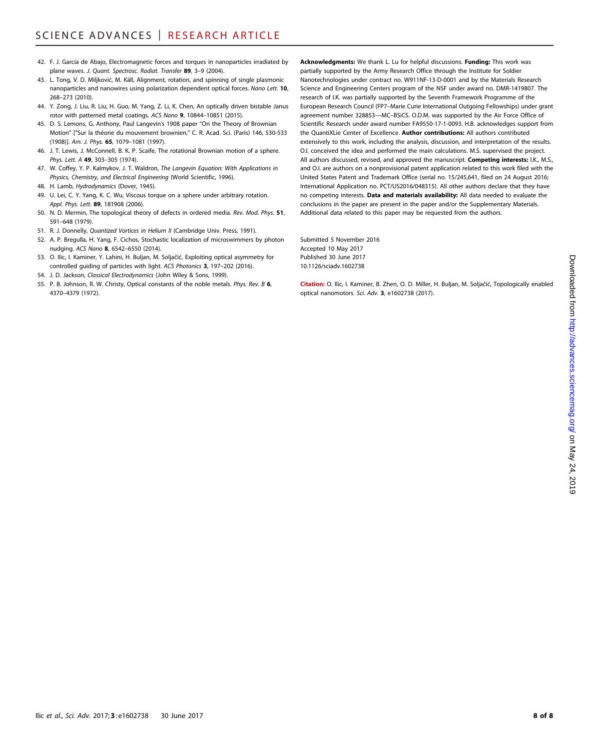42. F. J. García de Abajo, Electromagnetic forces and torques in nanoparticles irradiated by plane waves. *J. Quant. Spectrosc. Radiat. Transfer* **89**, 3–9 (2004).
43. L. Tong, V. D. Miljković, M. Käll, Alignment, rotation, and spinning of single plasmonic nanoparticles and nanowires using polarization dependent optical forces. *Nano Lett.* **10**, 268–273 (2010).
44. Y. Zong, J. Liu, R. Liu, H. Guo, M. Yang, Z. Li, K. Chen, An optically driven bistable Janus rotor with patterned metal coatings. *ACS Nano* **9**, 10844–10851 (2015).
45. D. S. Lemons, G. Anthony, Paul Langevin's 1908 paper "On the Theory of Brownian Motion" ["Sur la théorie du mouvement brownien," C. R. Acad. Sci. (Paris) 146, 530-533 (1908)]. *Am. J. Phys.* **65**, 1079–1081 (1997).
46. J. T. Lewis, J. McConnell, B. K. P. Scaife, The rotational Brownian motion of a sphere. *Phys. Lett. A* **49**, 303–305 (1974).
47. W. Coffey, Y. P. Kalmykov, J. T. Waldron, *The Langevin Equation: With Applications in Physics, Chemistry, and Electrical Engineering* (World Scientific, 1996).
48. H. Lamb, *Hydrodynamics* (Dover, 1945).
49. U. Lei, C. Y. Yang, K. C. Wu, Viscous torque on a sphere under arbitrary rotation. *Appl. Phys. Lett.* **89**, 181908 (2006).
50. N. D. Mermin, The topological theory of defects in ordered media. *Rev. Mod. Phys.* **51**, 591–648 (1979).
51. R. J. Donnelly, *Quantized Vortices in Helium II* (Cambridge Univ. Press, 1991).
52. A. P. Bregulla, H. Yang, F. Cichos, Stochastic localization of microswimmers by photon nudging. *ACS Nano* **8**, 6542–6550 (2014).
53. O. Ilic, I. Kaminer, Y. Lahini, H. Buljan, M. Soljačić, Exploiting optical asymmetry for controlled guiding of particles with light. *ACS Photonics* **3**, 197–202 (2016).
54. J. D. Jackson, *Classical Electrodynamics* (John Wiley & Sons, 1999).
55. P. B. Johnson, R. W. Christy, Optical constants of the noble metals. *Phys. Rev. B* **6**, 4370–4379 (1972).

**Acknowledgments:** We thank L. Lu for helpful discussions. **Funding:** This work was partially supported by the Army Research Office through the Institute for Soldier Nanotechnologies under contract no. W911NF-13-D-0001 and by the Materials Research Science and Engineering Centers program of the NSF under award no. DMR-1419807. The research of I.K. was partially supported by the Seventh Framework Programme of the European Research Council (FP7–Marie Curie International Outgoing Fellowships) under grant agreement number 328853—MC–BSiCS. O.D.M. was supported by the Air Force Office of Scientific Research under award number FA9550-17-1-0093. H.B. acknowledges support from the QuantiXLie Center of Excellence. **Author contributions:** All authors contributed extensively to this work, including the analysis, discussion, and interpretation of the results. O.I. conceived the idea and performed the main calculations. M.S. supervised the project. All authors discussed, revised, and approved the manuscript. **Competing interests:** I.K., M.S., and O.I. are authors on a nonprovisional patent application related to this work filed with the United States Patent and Trademark Office (serial no. 15/245,641, filed on 24 August 2016; International Application no. PCT/US2016/048315). All other authors declare that they have no competing interests. **Data and materials availability:** All data needed to evaluate the conclusions in the paper are present in the paper and/or the Supplementary Materials. Additional data related to this paper may be requested from the authors.

Submitted 5 November 2016
Accepted 10 May 2017
Published 30 June 2017
10.1126/sciadv.1602738

**Citation:** O. Ilic, I. Kaminer, B. Zhen, O. D. Miller, H. Buljan, M. Soljačić, Topologically enabled optical nanomotors. *Sci. Adv.* **3**, e1602738 (2017).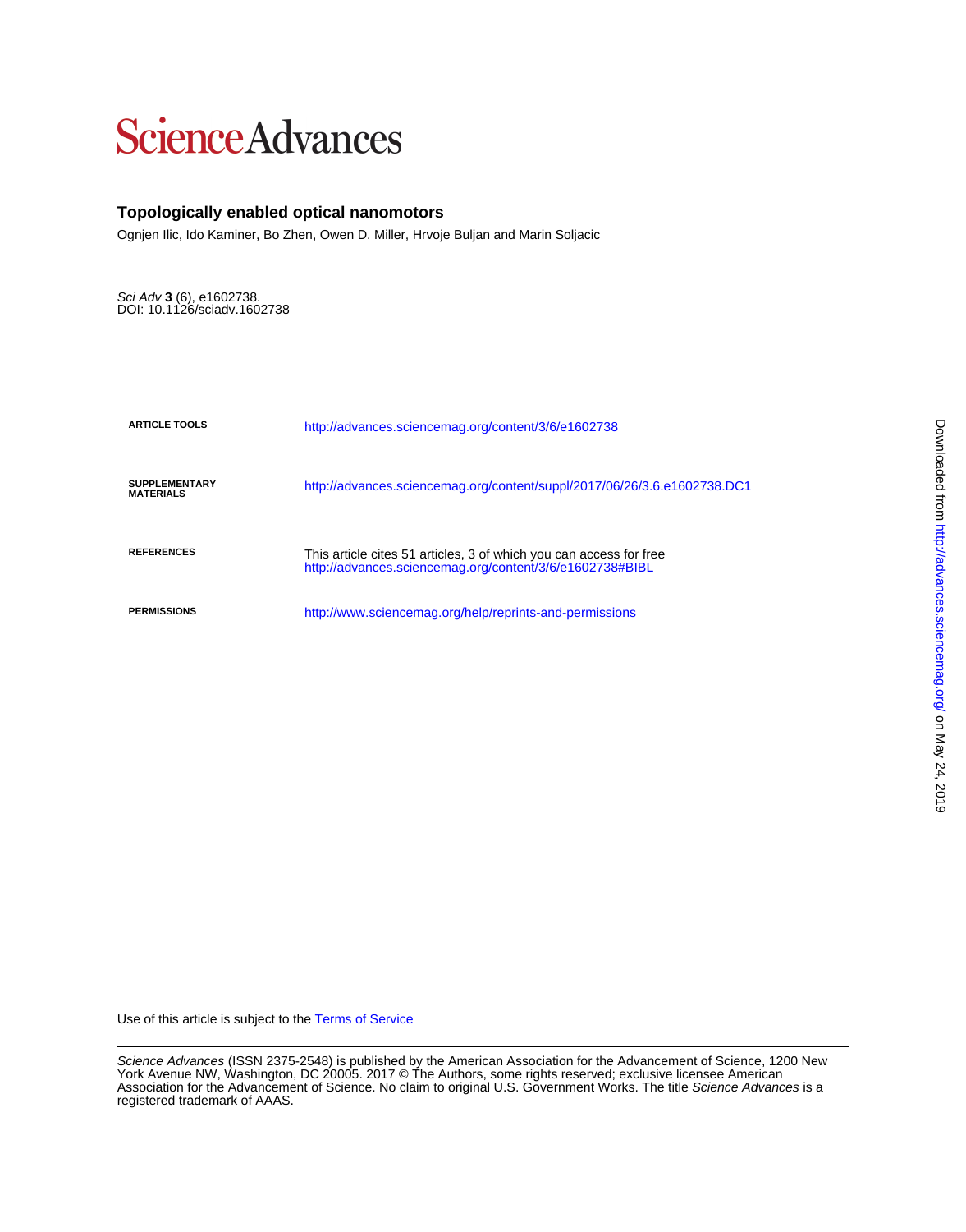# Science Advances

## Topologically enabled optical nanomotors

Ognjen Ilic, Ido Kaminer, Bo Zhen, Owen D. Miller, Hrvoje Buljan and Marin Soljacic

*Sci Adv* **3** (6), e1602738.
DOI: 10.1126/sciadv.1602738

| | |
|---|---|
| **ARTICLE TOOLS** | http://advances.sciencemag.org/content/3/6/e1602738 |
| **SUPPLEMENTARY MATERIALS** | http://advances.sciencemag.org/content/suppl/2017/06/26/3.6.e1602738.DC1 |
| **REFERENCES** | This article cites 51 articles, 3 of which you can access for free http://advances.sciencemag.org/content/3/6/e1602738#BIBL |
| **PERMISSIONS** | http://www.sciencemag.org/help/reprints-and-permissions |

Use of this article is subject to the Terms of Service

*Science Advances* (ISSN 2375-2548) is published by the American Association for the Advancement of Science, 1200 New York Avenue NW, Washington, DC 20005. 2017 © The Authors, some rights reserved; exclusive licensee American Association for the Advancement of Science. No claim to original U.S. Government Works. The title *Science Advances* is a registered trademark of AAAS.